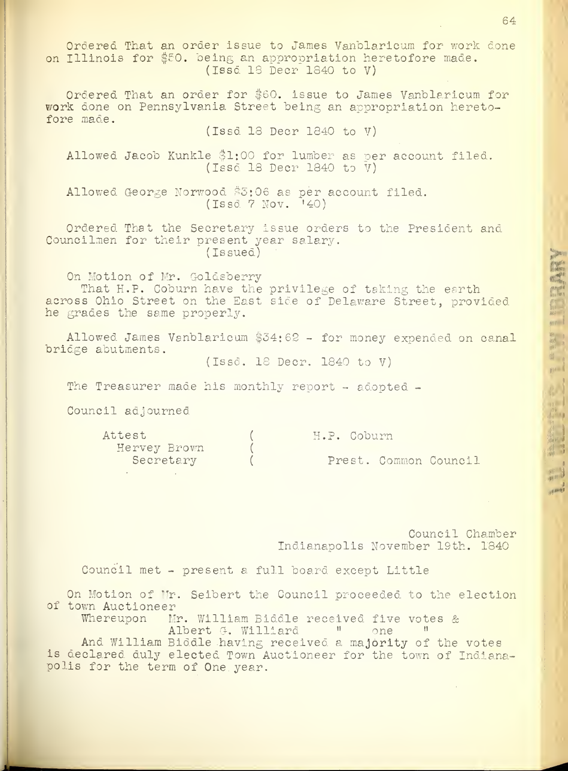Ordered That an order issue to James Vanblaricum for work done on Illinois for $50. being an appropriation heretofore made.
(Issd 18 Decr 1840 to V)

Ordered That an order for $60. issue to James Vanblaricum for work done on Pennsylvania Street being an appropriation heretofore made.
(Issd 18 Decr 1840 to V)

Allowed Jacob Kunkle $1:00 for lumber as per account filed.
(Issd 18 Decr 1840 to V)

Allowed George Norwood $3:06 as per account filed.
(Issd 7 Nov. '40)

Ordered That the Secretary issue orders to the President and Councilmen for their present year salary.
(Issued)

On Motion of Mr. Goldsberry
That H.P. Coburn have the privilege of taking the earth across Ohio Street on the East side of Delaware Street, provided he grades the same properly.

Allowed James Vanblaricum $34:62 - for money expended on canal bridge abutments.
(Issd. 18 Decr. 1840 to V)

The Treasurer made his monthly report - adopted -

Council adjourned

Attest
Hervey Brown
Secretary

H.P. Coburn
Prest. Common Council

Council Chamber
Indianapolis November 19th. 1840

Council met - present a full board except Little

On Motion of Mr. Seibert the Council proceeded to the election of town Auctioneer
Whereupon Mr. William Biddle received five votes &
Albert G. Williard " one "
And William Biddle having received a majority of the votes is declared duly elected Town Auctioneer for the town of Indianapolis for the term of One year.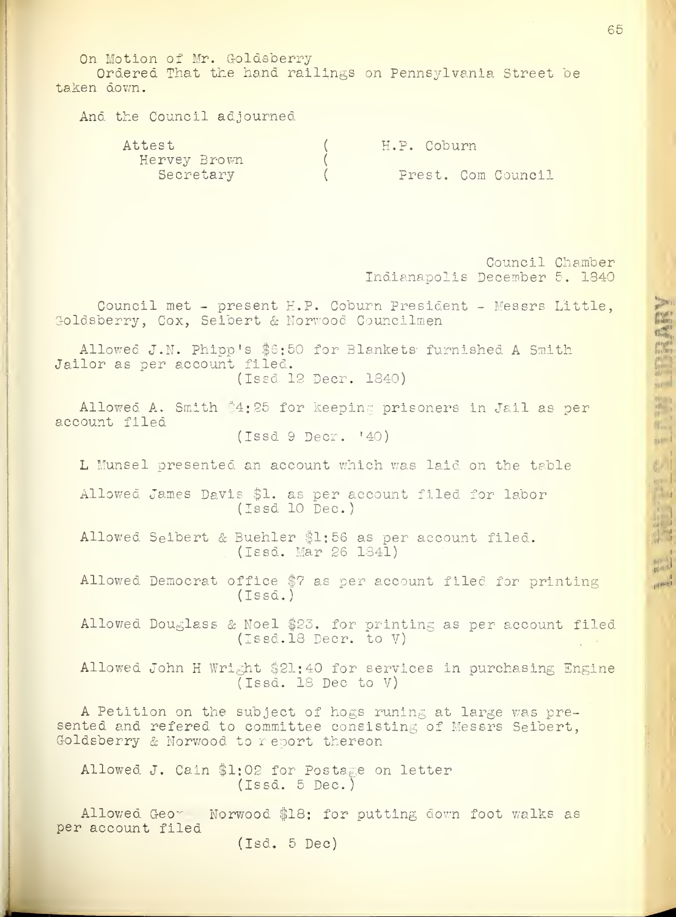On Motion of Mr. Goldsberry
Ordered That the hand railings on Pennsylvania Street be taken down.

And the Council adjourned

Attest ( H.P. Coburn
Hervey Brown (
Secretary ( Prest. Com Council

Council Chamber
Indianapolis December 5. 1840

Council met - present H.P. Coburn President - Messrs Little, Goldsberry, Cox, Seibert & Norwood Councilmen

Allowed J.N. Phipp's $6:50 for Blankets furnished A Smith Jailor as per account filed.
(Issd 12 Decr. 1840)

Allowed A. Smith $4:25 for keeping prisoners in Jail as per account filed
(Issd 9 Decr. '40)

L Munsel presented an account which was laid on the table

Allowed James Davis $1. as per account filed for labor
(Issd 10 Dec.)

Allowed Seibert & Buehler $1:56 as per account filed.
(Issd. Mar 26 1841)

Allowed Democrat office $7 as per account filed for printing
(Issd.)

Allowed Douglass & Noel $23. for printing as per account filed
(Issd.18 Decr. to V)

Allowed John H Wright $21:40 for services in purchasing Engine
(Issd. 18 Dec to V)

A Petition on the subject of hogs runing at large was presented and refered to committee consisting of Messrs Seibert, Goldsberry & Norwood to report thereon

Allowed J. Cain $1:02 for Postage on letter
(Issd. 5 Dec.)

Allowed Geo~ Norwood $18: for putting down foot walks as per account filed
(Isd. 5 Dec)